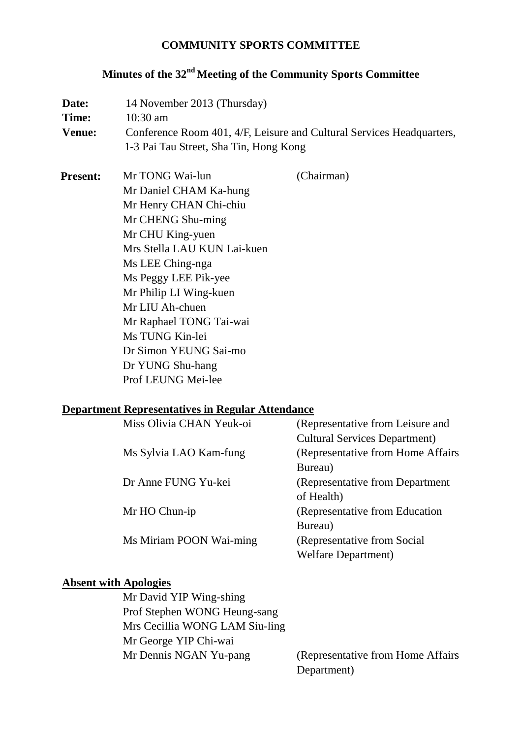# COMMUNITY SPORTS COMMITTEE

## Minutes of the 32nd Meeting of the Community Sports Committee

**Date:** 14 November 2013 (Thursday)

**Time:** 10:30 am

**Venue:** Conference Room 401, 4/F, Leisure and Cultural Services Headquarters, 1-3 Pai Tau Street, Sha Tin, Hong Kong

**Present:**

Mr TONG Wai-lun (Chairman)
Mr Daniel CHAM Ka-hung
Mr Henry CHAN Chi-chiu
Mr CHENG Shu-ming
Mr CHU King-yuen
Mrs Stella LAU KUN Lai-kuen
Ms LEE Ching-nga
Ms Peggy LEE Pik-yee
Mr Philip LI Wing-kuen
Mr LIU Ah-chuen
Mr Raphael TONG Tai-wai
Ms TUNG Kin-lei
Dr Simon YEUNG Sai-mo
Dr YUNG Shu-hang
Prof LEUNG Mei-lee

**Department Representatives in Regular Attendance**

Miss Olivia CHAN Yeuk-oi (Representative from Leisure and Cultural Services Department)
Ms Sylvia LAO Kam-fung (Representative from Home Affairs Bureau)
Dr Anne FUNG Yu-kei (Representative from Department of Health)
Mr HO Chun-ip (Representative from Education Bureau)
Ms Miriam POON Wai-ming (Representative from Social Welfare Department)

**Absent with Apologies**

Mr David YIP Wing-shing
Prof Stephen WONG Heung-sang
Mrs Cecillia WONG LAM Siu-ling
Mr George YIP Chi-wai
Mr Dennis NGAN Yu-pang (Representative from Home Affairs Department)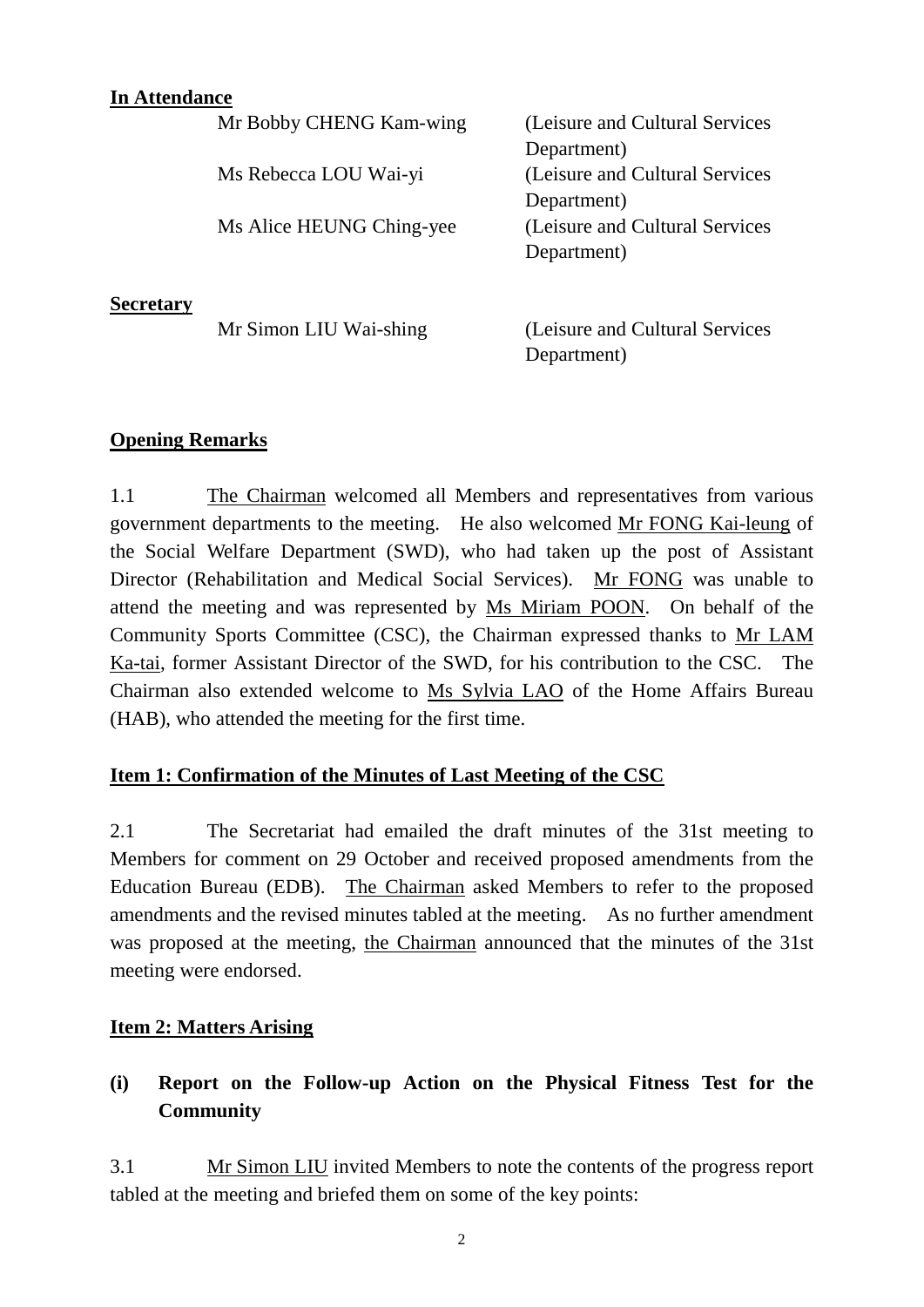**In Attendance**

| | |
|---|---|
| Mr Bobby CHENG Kam-wing | (Leisure and Cultural Services Department) |
| Ms Rebecca LOU Wai-yi | (Leisure and Cultural Services Department) |
| Ms Alice HEUNG Ching-yee | (Leisure and Cultural Services Department) |

**Secretary**

| | |
|---|---|
| Mr Simon LIU Wai-shing | (Leisure and Cultural Services Department) |

**Opening Remarks**

1.1 The Chairman welcomed all Members and representatives from various government departments to the meeting. He also welcomed Mr FONG Kai-leung of the Social Welfare Department (SWD), who had taken up the post of Assistant Director (Rehabilitation and Medical Social Services). Mr FONG was unable to attend the meeting and was represented by Ms Miriam POON. On behalf of the Community Sports Committee (CSC), the Chairman expressed thanks to Mr LAM Ka-tai, former Assistant Director of the SWD, for his contribution to the CSC. The Chairman also extended welcome to Ms Sylvia LAO of the Home Affairs Bureau (HAB), who attended the meeting for the first time.

**Item 1: Confirmation of the Minutes of Last Meeting of the CSC**

2.1 The Secretariat had emailed the draft minutes of the 31st meeting to Members for comment on 29 October and received proposed amendments from the Education Bureau (EDB). The Chairman asked Members to refer to the proposed amendments and the revised minutes tabled at the meeting. As no further amendment was proposed at the meeting, the Chairman announced that the minutes of the 31st meeting were endorsed.

**Item 2: Matters Arising**

**(i) Report on the Follow-up Action on the Physical Fitness Test for the Community**

3.1 Mr Simon LIU invited Members to note the contents of the progress report tabled at the meeting and briefed them on some of the key points: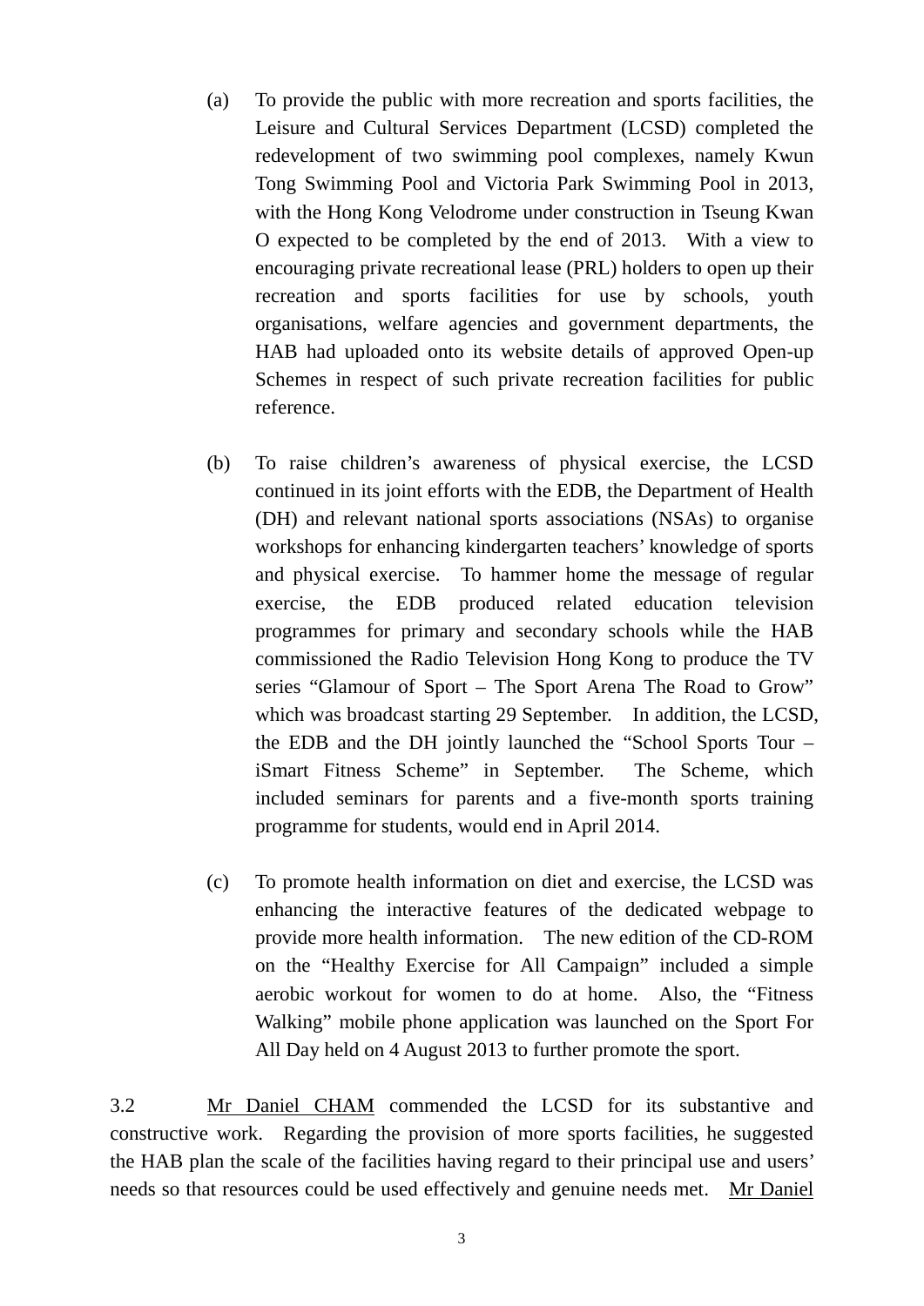(a) To provide the public with more recreation and sports facilities, the Leisure and Cultural Services Department (LCSD) completed the redevelopment of two swimming pool complexes, namely Kwun Tong Swimming Pool and Victoria Park Swimming Pool in 2013, with the Hong Kong Velodrome under construction in Tseung Kwan O expected to be completed by the end of 2013. With a view to encouraging private recreational lease (PRL) holders to open up their recreation and sports facilities for use by schools, youth organisations, welfare agencies and government departments, the HAB had uploaded onto its website details of approved Open-up Schemes in respect of such private recreation facilities for public reference.

(b) To raise children's awareness of physical exercise, the LCSD continued in its joint efforts with the EDB, the Department of Health (DH) and relevant national sports associations (NSAs) to organise workshops for enhancing kindergarten teachers' knowledge of sports and physical exercise. To hammer home the message of regular exercise, the EDB produced related education television programmes for primary and secondary schools while the HAB commissioned the Radio Television Hong Kong to produce the TV series "Glamour of Sport – The Sport Arena The Road to Grow" which was broadcast starting 29 September. In addition, the LCSD, the EDB and the DH jointly launched the "School Sports Tour – iSmart Fitness Scheme" in September. The Scheme, which included seminars for parents and a five-month sports training programme for students, would end in April 2014.

(c) To promote health information on diet and exercise, the LCSD was enhancing the interactive features of the dedicated webpage to provide more health information. The new edition of the CD-ROM on the "Healthy Exercise for All Campaign" included a simple aerobic workout for women to do at home. Also, the "Fitness Walking" mobile phone application was launched on the Sport For All Day held on 4 August 2013 to further promote the sport.

3.2 Mr Daniel CHAM commended the LCSD for its substantive and constructive work. Regarding the provision of more sports facilities, he suggested the HAB plan the scale of the facilities having regard to their principal use and users' needs so that resources could be used effectively and genuine needs met. Mr Daniel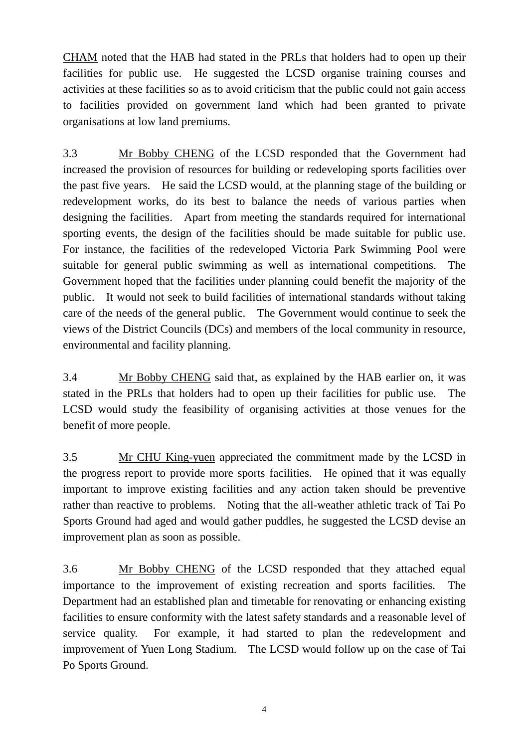CHAM noted that the HAB had stated in the PRLs that holders had to open up their facilities for public use. He suggested the LCSD organise training courses and activities at these facilities so as to avoid criticism that the public could not gain access to facilities provided on government land which had been granted to private organisations at low land premiums.

3.3 Mr Bobby CHENG of the LCSD responded that the Government had increased the provision of resources for building or redeveloping sports facilities over the past five years. He said the LCSD would, at the planning stage of the building or redevelopment works, do its best to balance the needs of various parties when designing the facilities. Apart from meeting the standards required for international sporting events, the design of the facilities should be made suitable for public use. For instance, the facilities of the redeveloped Victoria Park Swimming Pool were suitable for general public swimming as well as international competitions. The Government hoped that the facilities under planning could benefit the majority of the public. It would not seek to build facilities of international standards without taking care of the needs of the general public. The Government would continue to seek the views of the District Councils (DCs) and members of the local community in resource, environmental and facility planning.

3.4 Mr Bobby CHENG said that, as explained by the HAB earlier on, it was stated in the PRLs that holders had to open up their facilities for public use. The LCSD would study the feasibility of organising activities at those venues for the benefit of more people.

3.5 Mr CHU King-yuen appreciated the commitment made by the LCSD in the progress report to provide more sports facilities. He opined that it was equally important to improve existing facilities and any action taken should be preventive rather than reactive to problems. Noting that the all-weather athletic track of Tai Po Sports Ground had aged and would gather puddles, he suggested the LCSD devise an improvement plan as soon as possible.

3.6 Mr Bobby CHENG of the LCSD responded that they attached equal importance to the improvement of existing recreation and sports facilities. The Department had an established plan and timetable for renovating or enhancing existing facilities to ensure conformity with the latest safety standards and a reasonable level of service quality. For example, it had started to plan the redevelopment and improvement of Yuen Long Stadium. The LCSD would follow up on the case of Tai Po Sports Ground.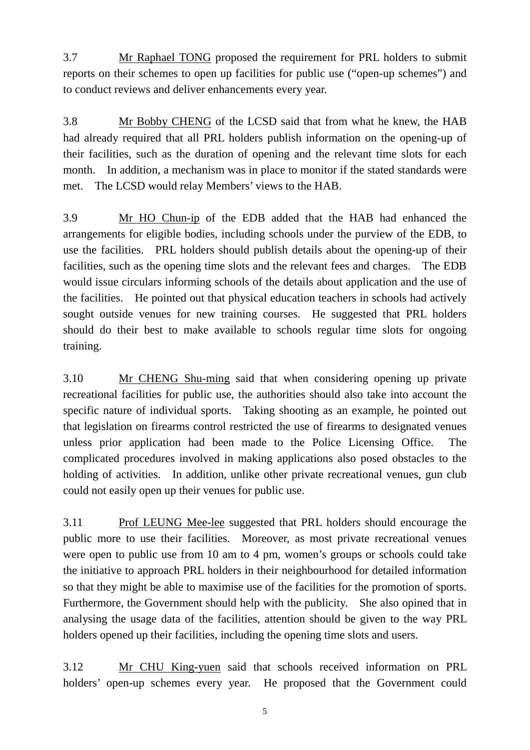3.7 Mr Raphael TONG proposed the requirement for PRL holders to submit reports on their schemes to open up facilities for public use ("open-up schemes") and to conduct reviews and deliver enhancements every year.

3.8 Mr Bobby CHENG of the LCSD said that from what he knew, the HAB had already required that all PRL holders publish information on the opening-up of their facilities, such as the duration of opening and the relevant time slots for each month. In addition, a mechanism was in place to monitor if the stated standards were met. The LCSD would relay Members' views to the HAB.

3.9 Mr HO Chun-ip of the EDB added that the HAB had enhanced the arrangements for eligible bodies, including schools under the purview of the EDB, to use the facilities. PRL holders should publish details about the opening-up of their facilities, such as the opening time slots and the relevant fees and charges. The EDB would issue circulars informing schools of the details about application and the use of the facilities. He pointed out that physical education teachers in schools had actively sought outside venues for new training courses. He suggested that PRL holders should do their best to make available to schools regular time slots for ongoing training.

3.10 Mr CHENG Shu-ming said that when considering opening up private recreational facilities for public use, the authorities should also take into account the specific nature of individual sports. Taking shooting as an example, he pointed out that legislation on firearms control restricted the use of firearms to designated venues unless prior application had been made to the Police Licensing Office. The complicated procedures involved in making applications also posed obstacles to the holding of activities. In addition, unlike other private recreational venues, gun club could not easily open up their venues for public use.

3.11 Prof LEUNG Mee-lee suggested that PRL holders should encourage the public more to use their facilities. Moreover, as most private recreational venues were open to public use from 10 am to 4 pm, women's groups or schools could take the initiative to approach PRL holders in their neighbourhood for detailed information so that they might be able to maximise use of the facilities for the promotion of sports. Furthermore, the Government should help with the publicity. She also opined that in analysing the usage data of the facilities, attention should be given to the way PRL holders opened up their facilities, including the opening time slots and users.

3.12 Mr CHU King-yuen said that schools received information on PRL holders' open-up schemes every year. He proposed that the Government could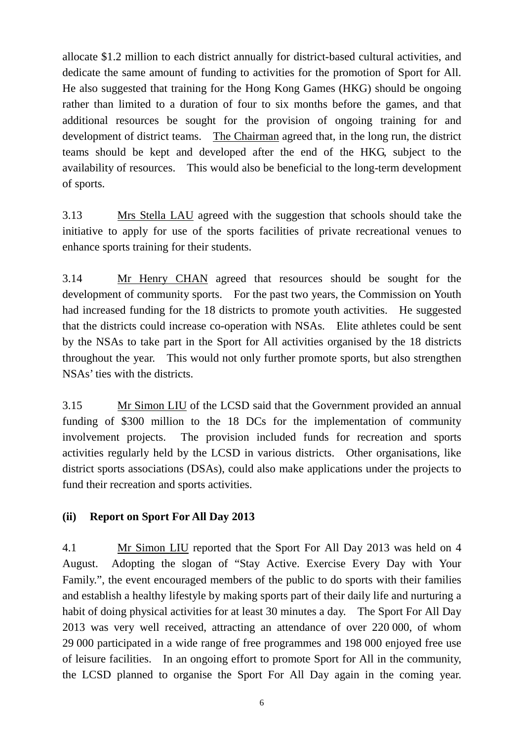allocate $1.2 million to each district annually for district-based cultural activities, and dedicate the same amount of funding to activities for the promotion of Sport for All. He also suggested that training for the Hong Kong Games (HKG) should be ongoing rather than limited to a duration of four to six months before the games, and that additional resources be sought for the provision of ongoing training for and development of district teams. The Chairman agreed that, in the long run, the district teams should be kept and developed after the end of the HKG, subject to the availability of resources. This would also be beneficial to the long-term development of sports.

3.13 Mrs Stella LAU agreed with the suggestion that schools should take the initiative to apply for use of the sports facilities of private recreational venues to enhance sports training for their students.

3.14 Mr Henry CHAN agreed that resources should be sought for the development of community sports. For the past two years, the Commission on Youth had increased funding for the 18 districts to promote youth activities. He suggested that the districts could increase co-operation with NSAs. Elite athletes could be sent by the NSAs to take part in the Sport for All activities organised by the 18 districts throughout the year. This would not only further promote sports, but also strengthen NSAs' ties with the districts.

3.15 Mr Simon LIU of the LCSD said that the Government provided an annual funding of $300 million to the 18 DCs for the implementation of community involvement projects. The provision included funds for recreation and sports activities regularly held by the LCSD in various districts. Other organisations, like district sports associations (DSAs), could also make applications under the projects to fund their recreation and sports activities.

**(ii) Report on Sport For All Day 2013**

4.1 Mr Simon LIU reported that the Sport For All Day 2013 was held on 4 August. Adopting the slogan of "Stay Active. Exercise Every Day with Your Family.", the event encouraged members of the public to do sports with their families and establish a healthy lifestyle by making sports part of their daily life and nurturing a habit of doing physical activities for at least 30 minutes a day. The Sport For All Day 2013 was very well received, attracting an attendance of over 220 000, of whom 29 000 participated in a wide range of free programmes and 198 000 enjoyed free use of leisure facilities. In an ongoing effort to promote Sport for All in the community, the LCSD planned to organise the Sport For All Day again in the coming year.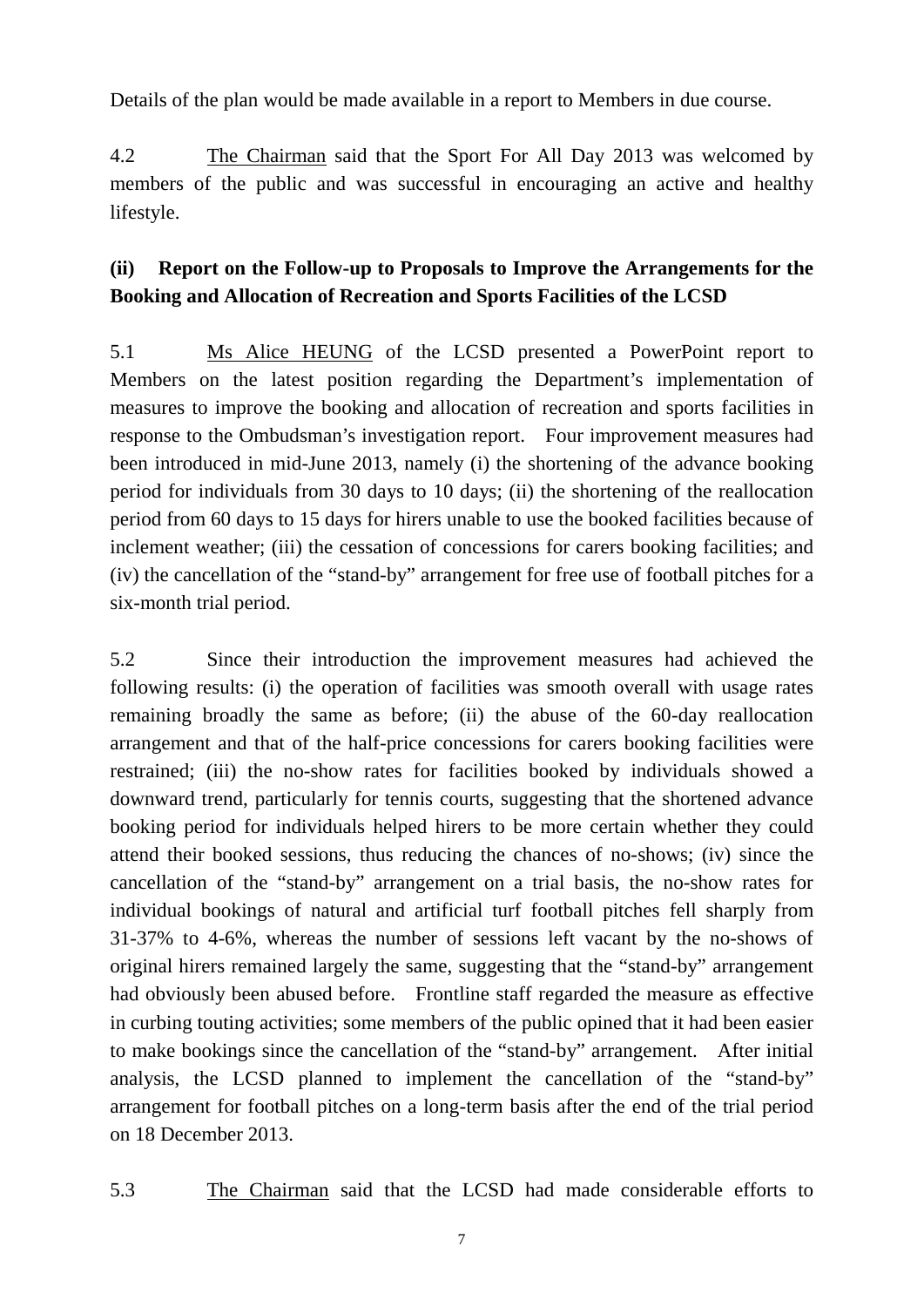Details of the plan would be made available in a report to Members in due course.

4.2 The Chairman said that the Sport For All Day 2013 was welcomed by members of the public and was successful in encouraging an active and healthy lifestyle.

**(ii) Report on the Follow-up to Proposals to Improve the Arrangements for the Booking and Allocation of Recreation and Sports Facilities of the LCSD**

5.1 Ms Alice HEUNG of the LCSD presented a PowerPoint report to Members on the latest position regarding the Department's implementation of measures to improve the booking and allocation of recreation and sports facilities in response to the Ombudsman's investigation report. Four improvement measures had been introduced in mid-June 2013, namely (i) the shortening of the advance booking period for individuals from 30 days to 10 days; (ii) the shortening of the reallocation period from 60 days to 15 days for hirers unable to use the booked facilities because of inclement weather; (iii) the cessation of concessions for carers booking facilities; and (iv) the cancellation of the "stand-by" arrangement for free use of football pitches for a six-month trial period.

5.2 Since their introduction the improvement measures had achieved the following results: (i) the operation of facilities was smooth overall with usage rates remaining broadly the same as before; (ii) the abuse of the 60-day reallocation arrangement and that of the half-price concessions for carers booking facilities were restrained; (iii) the no-show rates for facilities booked by individuals showed a downward trend, particularly for tennis courts, suggesting that the shortened advance booking period for individuals helped hirers to be more certain whether they could attend their booked sessions, thus reducing the chances of no-shows; (iv) since the cancellation of the "stand-by" arrangement on a trial basis, the no-show rates for individual bookings of natural and artificial turf football pitches fell sharply from 31-37% to 4-6%, whereas the number of sessions left vacant by the no-shows of original hirers remained largely the same, suggesting that the "stand-by" arrangement had obviously been abused before. Frontline staff regarded the measure as effective in curbing touting activities; some members of the public opined that it had been easier to make bookings since the cancellation of the "stand-by" arrangement. After initial analysis, the LCSD planned to implement the cancellation of the "stand-by" arrangement for football pitches on a long-term basis after the end of the trial period on 18 December 2013.

5.3 The Chairman said that the LCSD had made considerable efforts to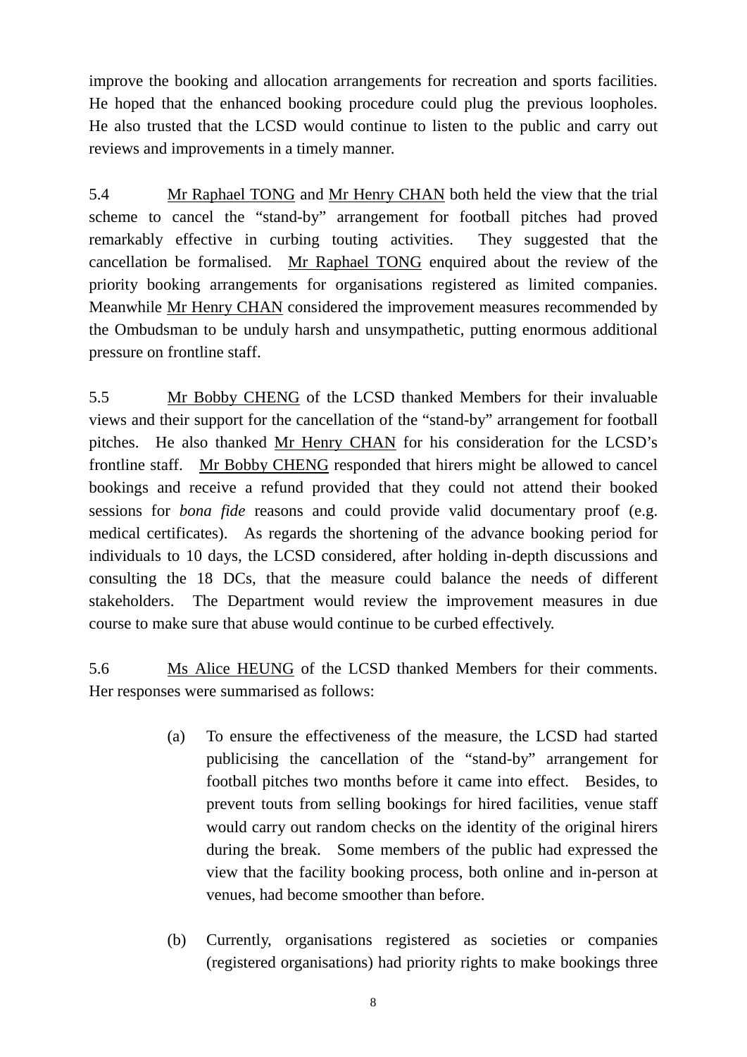improve the booking and allocation arrangements for recreation and sports facilities. He hoped that the enhanced booking procedure could plug the previous loopholes. He also trusted that the LCSD would continue to listen to the public and carry out reviews and improvements in a timely manner.

5.4 Mr Raphael TONG and Mr Henry CHAN both held the view that the trial scheme to cancel the "stand-by" arrangement for football pitches had proved remarkably effective in curbing touting activities. They suggested that the cancellation be formalised. Mr Raphael TONG enquired about the review of the priority booking arrangements for organisations registered as limited companies. Meanwhile Mr Henry CHAN considered the improvement measures recommended by the Ombudsman to be unduly harsh and unsympathetic, putting enormous additional pressure on frontline staff.

5.5 Mr Bobby CHENG of the LCSD thanked Members for their invaluable views and their support for the cancellation of the "stand-by" arrangement for football pitches. He also thanked Mr Henry CHAN for his consideration for the LCSD's frontline staff. Mr Bobby CHENG responded that hirers might be allowed to cancel bookings and receive a refund provided that they could not attend their booked sessions for *bona fide* reasons and could provide valid documentary proof (e.g. medical certificates). As regards the shortening of the advance booking period for individuals to 10 days, the LCSD considered, after holding in-depth discussions and consulting the 18 DCs, that the measure could balance the needs of different stakeholders. The Department would review the improvement measures in due course to make sure that abuse would continue to be curbed effectively.

5.6 Ms Alice HEUNG of the LCSD thanked Members for their comments. Her responses were summarised as follows:

(a) To ensure the effectiveness of the measure, the LCSD had started publicising the cancellation of the "stand-by" arrangement for football pitches two months before it came into effect. Besides, to prevent touts from selling bookings for hired facilities, venue staff would carry out random checks on the identity of the original hirers during the break. Some members of the public had expressed the view that the facility booking process, both online and in-person at venues, had become smoother than before.

(b) Currently, organisations registered as societies or companies (registered organisations) had priority rights to make bookings three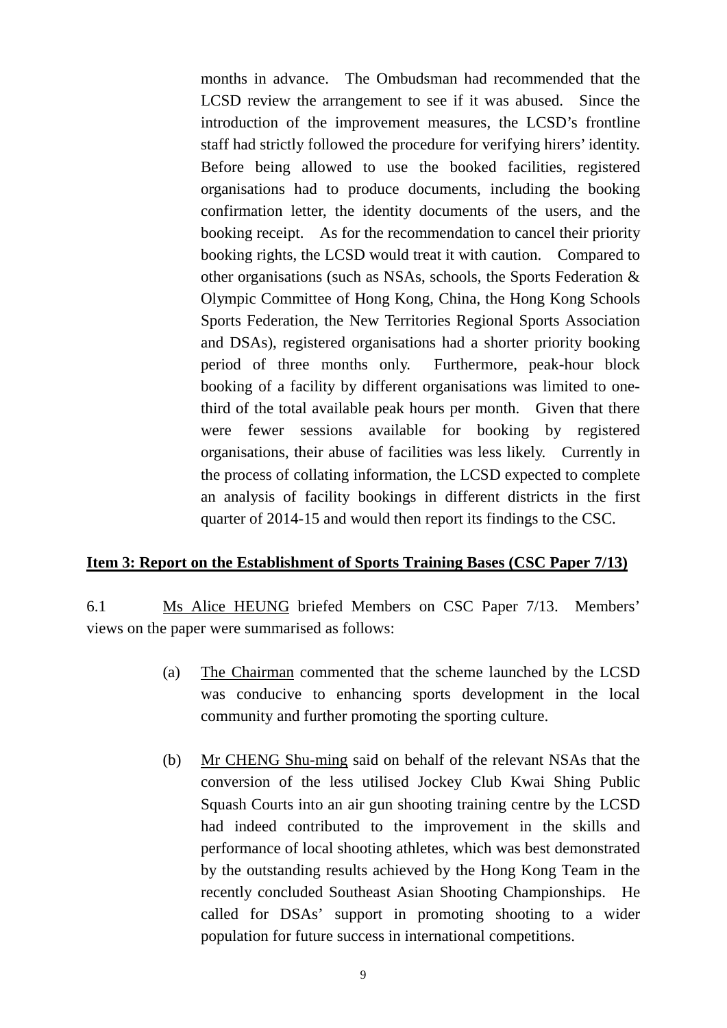months in advance. The Ombudsman had recommended that the LCSD review the arrangement to see if it was abused. Since the introduction of the improvement measures, the LCSD's frontline staff had strictly followed the procedure for verifying hirers' identity. Before being allowed to use the booked facilities, registered organisations had to produce documents, including the booking confirmation letter, the identity documents of the users, and the booking receipt. As for the recommendation to cancel their priority booking rights, the LCSD would treat it with caution. Compared to other organisations (such as NSAs, schools, the Sports Federation & Olympic Committee of Hong Kong, China, the Hong Kong Schools Sports Federation, the New Territories Regional Sports Association and DSAs), registered organisations had a shorter priority booking period of three months only. Furthermore, peak-hour block booking of a facility by different organisations was limited to one-third of the total available peak hours per month. Given that there were fewer sessions available for booking by registered organisations, their abuse of facilities was less likely. Currently in the process of collating information, the LCSD expected to complete an analysis of facility bookings in different districts in the first quarter of 2014-15 and would then report its findings to the CSC.

**Item 3: Report on the Establishment of Sports Training Bases (CSC Paper 7/13)**

6.1 Ms Alice HEUNG briefed Members on CSC Paper 7/13. Members' views on the paper were summarised as follows:

(a) The Chairman commented that the scheme launched by the LCSD was conducive to enhancing sports development in the local community and further promoting the sporting culture.

(b) Mr CHENG Shu-ming said on behalf of the relevant NSAs that the conversion of the less utilised Jockey Club Kwai Shing Public Squash Courts into an air gun shooting training centre by the LCSD had indeed contributed to the improvement in the skills and performance of local shooting athletes, which was best demonstrated by the outstanding results achieved by the Hong Kong Team in the recently concluded Southeast Asian Shooting Championships. He called for DSAs' support in promoting shooting to a wider population for future success in international competitions.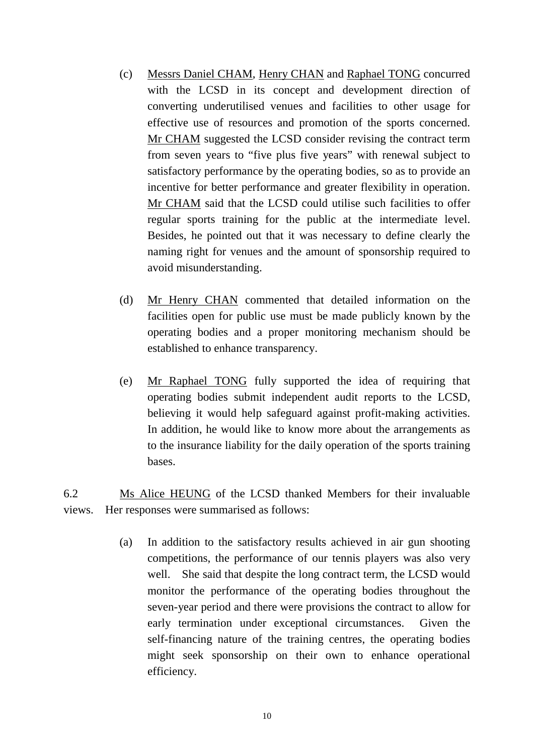(c) Messrs Daniel CHAM, Henry CHAN and Raphael TONG concurred with the LCSD in its concept and development direction of converting underutilised venues and facilities to other usage for effective use of resources and promotion of the sports concerned. Mr CHAM suggested the LCSD consider revising the contract term from seven years to "five plus five years" with renewal subject to satisfactory performance by the operating bodies, so as to provide an incentive for better performance and greater flexibility in operation. Mr CHAM said that the LCSD could utilise such facilities to offer regular sports training for the public at the intermediate level. Besides, he pointed out that it was necessary to define clearly the naming right for venues and the amount of sponsorship required to avoid misunderstanding.

(d) Mr Henry CHAN commented that detailed information on the facilities open for public use must be made publicly known by the operating bodies and a proper monitoring mechanism should be established to enhance transparency.

(e) Mr Raphael TONG fully supported the idea of requiring that operating bodies submit independent audit reports to the LCSD, believing it would help safeguard against profit-making activities. In addition, he would like to know more about the arrangements as to the insurance liability for the daily operation of the sports training bases.

6.2 Ms Alice HEUNG of the LCSD thanked Members for their invaluable views. Her responses were summarised as follows:

(a) In addition to the satisfactory results achieved in air gun shooting competitions, the performance of our tennis players was also very well. She said that despite the long contract term, the LCSD would monitor the performance of the operating bodies throughout the seven-year period and there were provisions the contract to allow for early termination under exceptional circumstances. Given the self-financing nature of the training centres, the operating bodies might seek sponsorship on their own to enhance operational efficiency.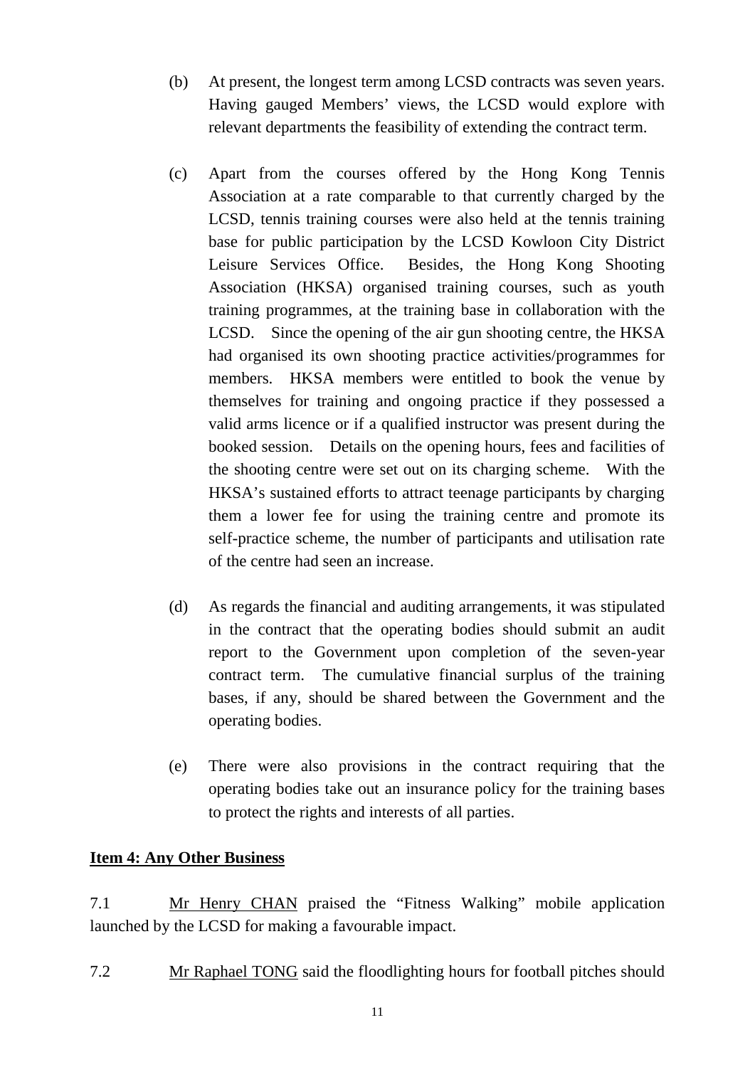(b) At present, the longest term among LCSD contracts was seven years. Having gauged Members' views, the LCSD would explore with relevant departments the feasibility of extending the contract term.

(c) Apart from the courses offered by the Hong Kong Tennis Association at a rate comparable to that currently charged by the LCSD, tennis training courses were also held at the tennis training base for public participation by the LCSD Kowloon City District Leisure Services Office. Besides, the Hong Kong Shooting Association (HKSA) organised training courses, such as youth training programmes, at the training base in collaboration with the LCSD. Since the opening of the air gun shooting centre, the HKSA had organised its own shooting practice activities/programmes for members. HKSA members were entitled to book the venue by themselves for training and ongoing practice if they possessed a valid arms licence or if a qualified instructor was present during the booked session. Details on the opening hours, fees and facilities of the shooting centre were set out on its charging scheme. With the HKSA's sustained efforts to attract teenage participants by charging them a lower fee for using the training centre and promote its self-practice scheme, the number of participants and utilisation rate of the centre had seen an increase.

(d) As regards the financial and auditing arrangements, it was stipulated in the contract that the operating bodies should submit an audit report to the Government upon completion of the seven-year contract term. The cumulative financial surplus of the training bases, if any, should be shared between the Government and the operating bodies.

(e) There were also provisions in the contract requiring that the operating bodies take out an insurance policy for the training bases to protect the rights and interests of all parties.

**Item 4: Any Other Business**

7.1 Mr Henry CHAN praised the "Fitness Walking" mobile application launched by the LCSD for making a favourable impact.

7.2 Mr Raphael TONG said the floodlighting hours for football pitches should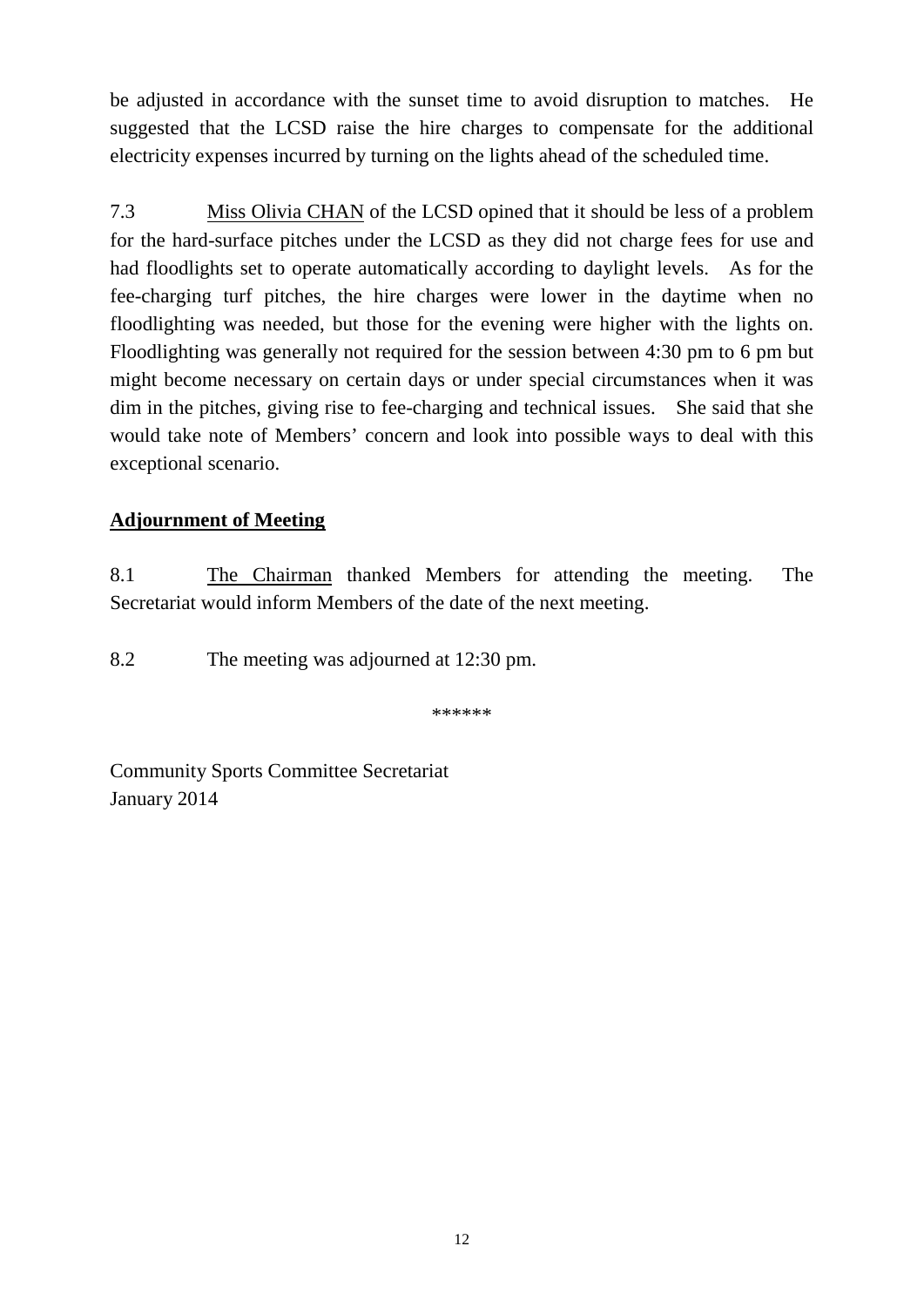be adjusted in accordance with the sunset time to avoid disruption to matches. He suggested that the LCSD raise the hire charges to compensate for the additional electricity expenses incurred by turning on the lights ahead of the scheduled time.

7.3 Miss Olivia CHAN of the LCSD opined that it should be less of a problem for the hard-surface pitches under the LCSD as they did not charge fees for use and had floodlights set to operate automatically according to daylight levels. As for the fee-charging turf pitches, the hire charges were lower in the daytime when no floodlighting was needed, but those for the evening were higher with the lights on. Floodlighting was generally not required for the session between 4:30 pm to 6 pm but might become necessary on certain days or under special circumstances when it was dim in the pitches, giving rise to fee-charging and technical issues. She said that she would take note of Members' concern and look into possible ways to deal with this exceptional scenario.

## Adjournment of Meeting

8.1 The Chairman thanked Members for attending the meeting. The Secretariat would inform Members of the date of the next meeting.

8.2 The meeting was adjourned at 12:30 pm.

******

Community Sports Committee Secretariat
January 2014